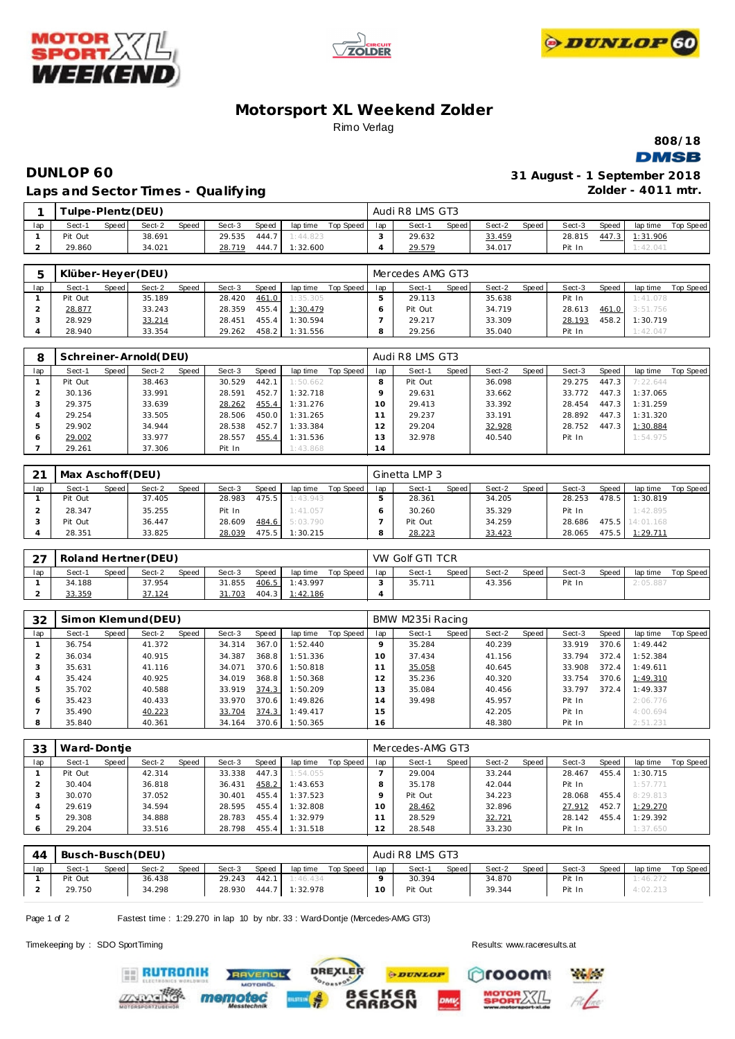# Motorsport XL Weekend Zolder

Rimo Verlag

808/18

DMSB

## DUNLOP 60

31 August - 1 September 2018

### Laps and Sector Times - Qualifying

Zolder - 4011 mtr.

| 1 | Tulpe-Plentz(DEU) | | | | | | | | Audi R8 LMS GT3 | | | | | | | | |
|---|---|---|---|---|---|---|---|---|---|---|---|---|---|---|---|---|---|
| lap | Sect-1 | Speed | Sect-2 | Speed | Sect-3 | Speed | lap time | Top Speed | lap | Sect-1 | Speed | Sect-2 | Speed | Sect-3 | Speed | lap time | Top Speed |
| 1 | Pit Out | | 38.691 | | 29.535 | 444.7 | 1:44.823 | | 3 | 29.632 | | 33.459 | | 28.815 | 447.3 | 1:31.906 | |
| 2 | 29.860 | | 34.021 | | 28.719 | 444.7 | 1:32.600 | | 4 | 29.579 | | 34.017 | | Pit In | | 1:42.041 | |

| 5 | Klüber-Heyer(DEU) | | | | | | | | Mercedes AMG GT3 | | | | | | | | |
|---|---|---|---|---|---|---|---|---|---|---|---|---|---|---|---|---|---|
| lap | Sect-1 | Speed | Sect-2 | Speed | Sect-3 | Speed | lap time | Top Speed | lap | Sect-1 | Speed | Sect-2 | Speed | Sect-3 | Speed | lap time | Top Speed |
| 1 | Pit Out | | 35.189 | | 28.420 | 461.0 | 1:35.305 | | 5 | 29.113 | | 35.638 | | Pit In | | 1:41.078 | |
| 2 | 28.877 | | 33.243 | | 28.359 | 455.4 | 1:30.479 | | 6 | Pit Out | | 34.719 | | 28.613 | 461.0 | 3:51.756 | |
| 3 | 28.929 | | 33.214 | | 28.451 | 455.4 | 1:30.594 | | 7 | 29.217 | | 33.309 | | 28.193 | 458.2 | 1:30.719 | |
| 4 | 28.940 | | 33.354 | | 29.262 | 458.2 | 1:31.556 | | 8 | 29.256 | | 35.040 | | Pit In | | 1:42.047 | |

| 8 | Schreiner-Arnold(DEU) | | | | | | | | Audi R8 LMS GT3 | | | | | | | | |
|---|---|---|---|---|---|---|---|---|---|---|---|---|---|---|---|---|---|
| lap | Sect-1 | Speed | Sect-2 | Speed | Sect-3 | Speed | lap time | Top Speed | lap | Sect-1 | Speed | Sect-2 | Speed | Sect-3 | Speed | lap time | Top Speed |
| 1 | Pit Out | | 38.463 | | 30.529 | 442.1 | 1:50.662 | | 8 | Pit Out | | 36.098 | | 29.275 | 447.3 | 7:22.644 | |
| 2 | 30.136 | | 33.991 | | 28.591 | 452.7 | 1:32.718 | | 9 | 29.631 | | 33.662 | | 33.772 | 447.3 | 1:37.065 | |
| 3 | 29.375 | | 33.639 | | 28.262 | 455.4 | 1:31.276 | | 10 | 29.413 | | 33.392 | | 28.454 | 447.3 | 1:31.259 | |
| 4 | 29.254 | | 33.505 | | 28.506 | 450.0 | 1:31.265 | | 11 | 29.237 | | 33.191 | | 28.892 | 447.3 | 1:31.320 | |
| 5 | 29.902 | | 34.944 | | 28.538 | 452.7 | 1:33.384 | | 12 | 29.204 | | 32.928 | | 28.752 | 447.3 | 1:30.884 | |
| 6 | 29.002 | | 33.977 | | 28.557 | 455.4 | 1:31.536 | | 13 | 32.978 | | 40.540 | | Pit In | | 1:54.975 | |
| 7 | 29.261 | | 37.306 | | Pit In | | 1:43.868 | | 14 | | | | | | | | |

| 21 | Max Aschoff(DEU) | | | | | | | | Ginetta LMP 3 | | | | | | | | |
|---|---|---|---|---|---|---|---|---|---|---|---|---|---|---|---|---|---|
| lap | Sect-1 | Speed | Sect-2 | Speed | Sect-3 | Speed | lap time | Top Speed | lap | Sect-1 | Speed | Sect-2 | Speed | Sect-3 | Speed | lap time | Top Speed |
| 1 | Pit Out | | 37.405 | | 28.983 | 475.5 | 1:43.943 | | 5 | 28.361 | | 34.205 | | 28.253 | 478.5 | 1:30.819 | |
| 2 | 28.347 | | 35.255 | | Pit In | | 1:41.057 | | 6 | 30.260 | | 35.329 | | Pit In | | 1:42.895 | |
| 3 | Pit Out | | 36.447 | | 28.609 | 484.6 | 5:03.790 | | 7 | Pit Out | | 34.259 | | 28.686 | 475.5 | 14:01.168 | |
| 4 | 28.351 | | 33.825 | | 28.039 | 475.5 | 1:30.215 | | 8 | 28.223 | | 33.423 | | 28.065 | 475.5 | 1:29.711 | |

| 27 | Roland Hertner(DEU) | | | | | | | | VW Golf GTI TCR | | | | | | | | |
|---|---|---|---|---|---|---|---|---|---|---|---|---|---|---|---|---|---|
| lap | Sect-1 | Speed | Sect-2 | Speed | Sect-3 | Speed | lap time | Top Speed | lap | Sect-1 | Speed | Sect-2 | Speed | Sect-3 | Speed | lap time | Top Speed |
| 1 | 34.188 | | 37.954 | | 31.855 | 406.5 | 1:43.997 | | 3 | 35.711 | | 43.356 | | Pit In | | 2:05.887 | |
| 2 | 33.359 | | 37.124 | | 31.703 | 404.3 | 1:42.186 | | 4 | | | | | | | | |

| 32 | Simon Klemund(DEU) | | | | | | | | BMW M235i Racing | | | | | | | | |
|---|---|---|---|---|---|---|---|---|---|---|---|---|---|---|---|---|---|
| lap | Sect-1 | Speed | Sect-2 | Speed | Sect-3 | Speed | lap time | Top Speed | lap | Sect-1 | Speed | Sect-2 | Speed | Sect-3 | Speed | lap time | Top Speed |
| 1 | 36.754 | | 41.372 | | 34.314 | 367.0 | 1:52.440 | | 9 | 35.284 | | 40.239 | | 33.919 | 370.6 | 1:49.442 | |
| 2 | 36.034 | | 40.915 | | 34.387 | 368.8 | 1:51.336 | | 10 | 37.434 | | 41.156 | | 33.794 | 372.4 | 1:52.384 | |
| 3 | 35.631 | | 41.116 | | 34.071 | 370.6 | 1:50.818 | | 11 | 35.058 | | 40.645 | | 33.908 | 372.4 | 1:49.611 | |
| 4 | 35.424 | | 40.925 | | 34.019 | 368.8 | 1:50.368 | | 12 | 35.236 | | 40.320 | | 33.754 | 370.6 | 1:49.310 | |
| 5 | 35.702 | | 40.588 | | 33.919 | 374.3 | 1:50.209 | | 13 | 35.084 | | 40.456 | | 33.797 | 372.4 | 1:49.337 | |
| 6 | 35.423 | | 40.433 | | 33.970 | 370.6 | 1:49.826 | | 14 | 39.498 | | 45.957 | | Pit In | | 2:06.776 | |
| 7 | 35.490 | | 40.223 | | 33.704 | 374.3 | 1:49.417 | | 15 | | | 42.205 | | Pit In | | 4:00.694 | |
| 8 | 35.840 | | 40.361 | | 34.164 | 370.6 | 1:50.365 | | 16 | | | 48.380 | | Pit In | | 2:51.231 | |

| 33 | Ward-Dontje | | | | | | | | Mercedes-AMG GT3 | | | | | | | | |
|---|---|---|---|---|---|---|---|---|---|---|---|---|---|---|---|---|---|
| lap | Sect-1 | Speed | Sect-2 | Speed | Sect-3 | Speed | lap time | Top Speed | lap | Sect-1 | Speed | Sect-2 | Speed | Sect-3 | Speed | lap time | Top Speed |
| 1 | Pit Out | | 42.314 | | 33.338 | 447.3 | 1:54.055 | | 7 | 29.004 | | 33.244 | | 28.467 | 455.4 | 1:30.715 | |
| 2 | 30.404 | | 36.818 | | 36.431 | 458.2 | 1:43.653 | | 8 | 35.178 | | 42.044 | | Pit In | | 1:57.771 | |
| 3 | 30.070 | | 37.052 | | 30.401 | 455.4 | 1:37.523 | | 9 | Pit Out | | 34.223 | | 28.068 | 455.4 | 8:29.813 | |
| 4 | 29.619 | | 34.594 | | 28.595 | 455.4 | 1:32.808 | | 10 | 28.462 | | 32.896 | | 27.912 | 452.7 | 1:29.270 | |
| 5 | 29.308 | | 34.888 | | 28.783 | 455.4 | 1:32.979 | | 11 | 28.529 | | 32.721 | | 28.142 | 455.4 | 1:29.392 | |
| 6 | 29.204 | | 33.516 | | 28.798 | 455.4 | 1:31.518 | | 12 | 28.548 | | 33.230 | | Pit In | | 1:37.650 | |

| 44 | Busch-Busch(DEU) | | | | | | | | Audi R8 LMS GT3 | | | | | | | | |
|---|---|---|---|---|---|---|---|---|---|---|---|---|---|---|---|---|---|
| lap | Sect-1 | Speed | Sect-2 | Speed | Sect-3 | Speed | lap time | Top Speed | lap | Sect-1 | Speed | Sect-2 | Speed | Sect-3 | Speed | lap time | Top Speed |
| 1 | Pit Out | | 36.438 | | 29.243 | 442.1 | 1:46.434 | | 9 | 30.394 | | 34.870 | | Pit In | | 1:46.272 | |
| 2 | 29.750 | | 34.298 | | 28.930 | 444.7 | 1:32.978 | | 10 | Pit Out | | 39.344 | | Pit In | | 4:02.213 | |

Fastest time : 1:29.270 in lap 10 by nbr. 33 : Ward-Dontje (Mercedes-AMG GT3)

Timekeeping by : SDO SportTiming

Results: www.raceresults.at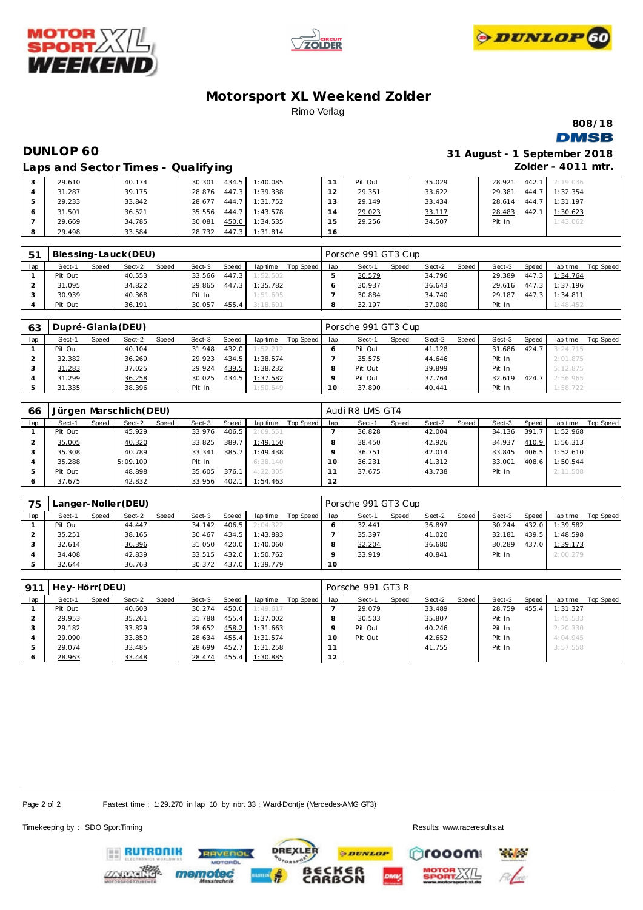# Motorsport XL Weekend Zolder

Rimo Verlag

808/18

DMSB

## DUNLOP 60

### Laps and Sector Times - Qualifying

31 August - 1 September 2018

Zolder - 4011 mtr.

| lap | Sect-1 | Speed | Sect-2 | Speed | Sect-3 | Speed | lap time | Top Speed | lap | Sect-1 | Speed | Sect-2 | Speed | Sect-3 | Speed | lap time | Top Speed |
|---|---|---|---|---|---|---|---|---|---|---|---|---|---|---|---|---|---|
| 3 | 29.610 | | 40.174 | | 30.301 | 434.5 | 1:40.085 | | 11 | Pit Out | | 35.029 | | 28.921 | 442.1 | 2:19.036 | |
| 4 | 31.287 | | 39.175 | | 28.876 | 447.3 | 1:39.338 | | 12 | 29.351 | | 33.622 | | 29.381 | 444.7 | 1:32.354 | |
| 5 | 29.233 | | 33.842 | | 28.677 | 444.7 | 1:31.752 | | 13 | 29.149 | | 33.434 | | 28.614 | 444.7 | 1:31.197 | |
| 6 | 31.501 | | 36.521 | | 35.556 | 444.7 | 1:43.578 | | 14 | 29.023 | | 33.117 | | 28.483 | 442.1 | 1:30.623 | |
| 7 | 29.669 | | 34.785 | | 30.081 | 450.0 | 1:34.535 | | 15 | 29.256 | | 34.507 | | Pit In | | 1:43.062 | |
| 8 | 29.498 | | 33.584 | | 28.732 | 447.3 | 1:31.814 | | 16 | | | | | | | | |

**51 Blessing-Lauck (DEU)** — Porsche 991 GT3 Cup

| lap | Sect-1 | Speed | Sect-2 | Speed | Sect-3 | Speed | lap time | Top Speed | lap | Sect-1 | Speed | Sect-2 | Speed | Sect-3 | Speed | lap time | Top Speed |
|---|---|---|---|---|---|---|---|---|---|---|---|---|---|---|---|---|---|
| 1 | Pit Out | | 40.553 | | 33.566 | 447.3 | 1:52.502 | | 5 | 30.579 | | 34.796 | | 29.389 | 447.3 | 1:34.764 | |
| 2 | 31.095 | | 34.822 | | 29.865 | 447.3 | 1:35.782 | | 6 | 30.937 | | 36.643 | | 29.616 | 447.3 | 1:37.196 | |
| 3 | 30.939 | | 40.368 | | Pit In | | 1:51.605 | | 7 | 30.884 | | 34.740 | | 29.187 | 447.3 | 1:34.811 | |
| 4 | Pit Out | | 36.191 | | 30.057 | 455.4 | 3:18.601 | | 8 | 32.197 | | 37.080 | | Pit In | | 1:48.452 | |

**63 Dupré-Glania (DEU)** — Porsche 991 GT3 Cup

| lap | Sect-1 | Speed | Sect-2 | Speed | Sect-3 | Speed | lap time | Top Speed | lap | Sect-1 | Speed | Sect-2 | Speed | Sect-3 | Speed | lap time | Top Speed |
|---|---|---|---|---|---|---|---|---|---|---|---|---|---|---|---|---|---|
| 1 | Pit Out | | 40.104 | | 31.948 | 432.0 | 1:52.212 | | 6 | Pit Out | | 41.128 | | 31.686 | 424.7 | 3:24.715 | |
| 2 | 32.382 | | 36.269 | | 29.923 | 434.5 | 1:38.574 | | 7 | 35.575 | | 44.646 | | Pit In | | 2:01.875 | |
| 3 | 31.283 | | 37.025 | | 29.924 | 439.5 | 1:38.232 | | 8 | Pit Out | | 39.899 | | Pit In | | 5:12.875 | |
| 4 | 31.299 | | 36.258 | | 30.025 | 434.5 | 1:37.582 | | 9 | Pit Out | | 37.764 | | 32.619 | 424.7 | 2:56.965 | |
| 5 | 31.335 | | 38.396 | | Pit In | | 1:50.549 | | 10 | 37.890 | | 40.441 | | Pit In | | 1:58.722 | |

**66 Jürgen Marschlich (DEU)** — Audi R8 LMS GT4

| lap | Sect-1 | Speed | Sect-2 | Speed | Sect-3 | Speed | lap time | Top Speed | lap | Sect-1 | Speed | Sect-2 | Speed | Sect-3 | Speed | lap time | Top Speed |
|---|---|---|---|---|---|---|---|---|---|---|---|---|---|---|---|---|---|
| 1 | Pit Out | | 45.929 | | 33.976 | 406.5 | 2:09.551 | | 7 | 36.828 | | 42.004 | | 34.136 | 391.7 | 1:52.968 | |
| 2 | 35.005 | | 40.320 | | 33.825 | 389.7 | 1:49.150 | | 8 | 38.450 | | 42.926 | | 34.937 | 410.9 | 1:56.313 | |
| 3 | 35.308 | | 40.789 | | 33.341 | 385.7 | 1:49.438 | | 9 | 36.751 | | 42.014 | | 33.845 | 406.5 | 1:52.610 | |
| 4 | 35.288 | | 5:09.109 | | Pit In | | 6:38.140 | | 10 | 36.231 | | 41.312 | | 33.001 | 408.6 | 1:50.544 | |
| 5 | Pit Out | | 48.898 | | 35.605 | 376.1 | 4:22.305 | | 11 | 37.675 | | 43.738 | | Pit In | | 2:11.508 | |
| 6 | 37.675 | | 42.832 | | 33.956 | 402.1 | 1:54.463 | | 12 | | | | | | | | |

**75 Langer-Noller (DEU)** — Porsche 991 GT3 Cup

| lap | Sect-1 | Speed | Sect-2 | Speed | Sect-3 | Speed | lap time | Top Speed | lap | Sect-1 | Speed | Sect-2 | Speed | Sect-3 | Speed | lap time | Top Speed |
|---|---|---|---|---|---|---|---|---|---|---|---|---|---|---|---|---|---|
| 1 | Pit Out | | 44.447 | | 34.142 | 406.5 | 2:04.322 | | 6 | 32.441 | | 36.897 | | 30.244 | 432.0 | 1:39.582 | |
| 2 | 35.251 | | 38.165 | | 30.467 | 434.5 | 1:43.883 | | 7 | 35.397 | | 41.020 | | 32.181 | 439.5 | 1:48.598 | |
| 3 | 32.614 | | 36.396 | | 31.050 | 420.0 | 1:40.060 | | 8 | 32.204 | | 36.680 | | 30.289 | 437.0 | 1:39.173 | |
| 4 | 34.408 | | 42.839 | | 33.515 | 432.0 | 1:50.762 | | 9 | 33.919 | | 40.841 | | Pit In | | 2:00.279 | |
| 5 | 32.644 | | 36.763 | | 30.372 | 437.0 | 1:39.779 | | 10 | | | | | | | | |

**911 Hey-Hörr (DEU)** — Porsche 991 GT3 R

| lap | Sect-1 | Speed | Sect-2 | Speed | Sect-3 | Speed | lap time | Top Speed | lap | Sect-1 | Speed | Sect-2 | Speed | Sect-3 | Speed | lap time | Top Speed |
|---|---|---|---|---|---|---|---|---|---|---|---|---|---|---|---|---|---|
| 1 | Pit Out | | 40.603 | | 30.274 | 450.0 | 1:49.617 | | 7 | 29.079 | | 33.489 | | 28.759 | 455.4 | 1:31.327 | |
| 2 | 29.953 | | 35.261 | | 31.788 | 455.4 | 1:37.002 | | 8 | 30.503 | | 35.807 | | Pit In | | 1:45.533 | |
| 3 | 29.182 | | 33.829 | | 28.652 | 458.2 | 1:31.663 | | 9 | Pit Out | | 40.246 | | Pit In | | 2:20.330 | |
| 4 | 29.090 | | 33.850 | | 28.634 | 455.4 | 1:31.574 | | 10 | Pit Out | | 42.652 | | Pit In | | 4:04.945 | |
| 5 | 29.074 | | 33.485 | | 28.699 | 452.7 | 1:31.258 | | 11 | | | 41.755 | | Pit In | | 3:57.558 | |
| 6 | 28.963 | | 33.448 | | 28.474 | 455.4 | 1:30.885 | | 12 | | | | | | | | |

Fastest time : 1:29.270 in lap 10 by nbr. 33 : Ward-Dontje (Mercedes-AMG GT3)

Timekeeping by : SDO SportTiming

Results: www.raceresults.at